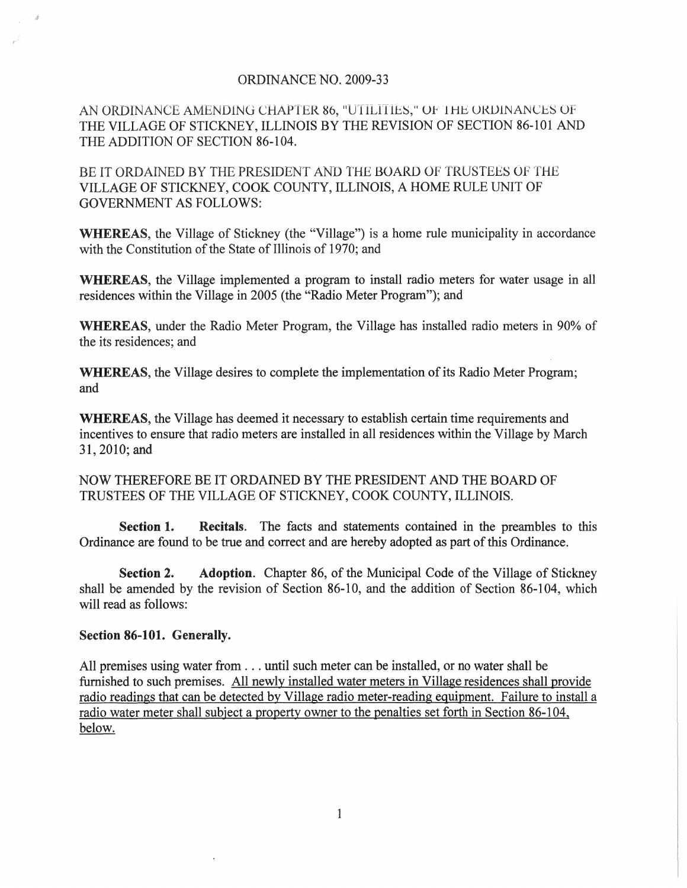ORDINANCE NO. 2009-33

AN ORDINANCE AMENDING CHAPTER 86, "UTILITIES," OF THE ORDINANCES OF THE VILLAGE OF STICKNEY, ILLINOIS BY THE REVISION OF SECTION 86-101 AND THE ADDITION OF SECTION 86-104.

BE IT ORDAINED BY THE PRESIDENT AND THE BOARD OF TRUSTEES OF THE VILLAGE OF STICKNEY, COOK COUNTY, ILLINOIS, A HOME RULE UNIT OF GOVERNMENT AS FOLLOWS:

**WHEREAS**, the Village of Stickney (the "Village") is a home rule municipality in accordance with the Constitution of the State of Illinois of 1970; and

**WHEREAS**, the Village implemented a program to install radio meters for water usage in all residences within the Village in 2005 (the "Radio Meter Program"); and

**WHEREAS**, under the Radio Meter Program, the Village has installed radio meters in 90% of the its residences; and

**WHEREAS**, the Village desires to complete the implementation of its Radio Meter Program; and

**WHEREAS**, the Village has deemed it necessary to establish certain time requirements and incentives to ensure that radio meters are installed in all residences within the Village by March 31, 2010; and

NOW THEREFORE BE IT ORDAINED BY THE PRESIDENT AND THE BOARD OF TRUSTEES OF THE VILLAGE OF STICKNEY, COOK COUNTY, ILLINOIS.

**Section 1. Recitals**. The facts and statements contained in the preambles to this Ordinance are found to be true and correct and are hereby adopted as part of this Ordinance.

**Section 2. Adoption**. Chapter 86, of the Municipal Code of the Village of Stickney shall be amended by the revision of Section 86-10, and the addition of Section 86-104, which will read as follows:

**Section 86-101. Generally.**

All premises using water from . . . until such meter can be installed, or no water shall be furnished to such premises. <u>All newly installed water meters in Village residences shall provide radio readings that can be detected by Village radio meter-reading equipment. Failure to install a radio water meter shall subject a property owner to the penalties set forth in Section 86-104, below.</u>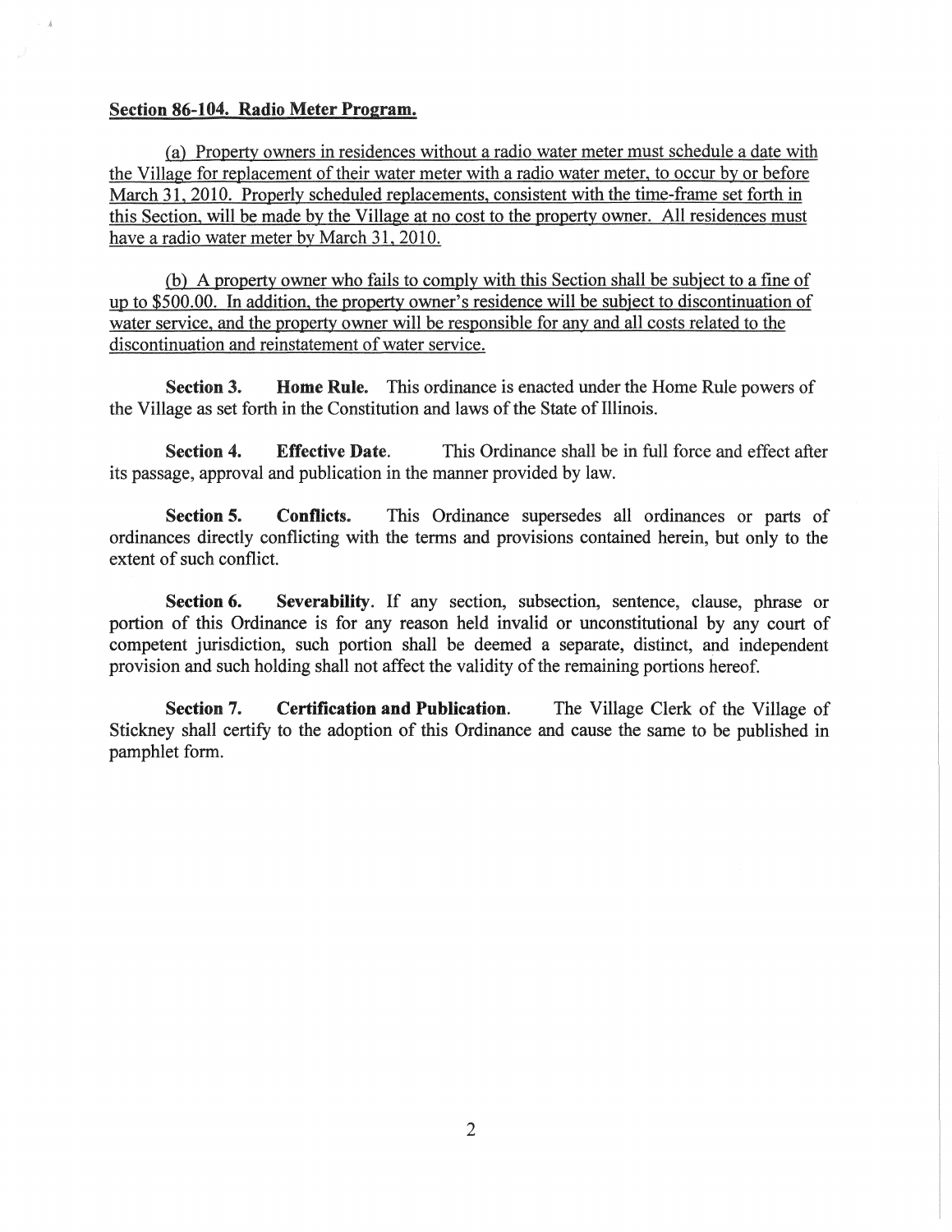**Section 86-104. Radio Meter Program.**

(a) Property owners in residences without a radio water meter must schedule a date with the Village for replacement of their water meter with a radio water meter, to occur by or before March 31, 2010. Properly scheduled replacements, consistent with the time-frame set forth in this Section, will be made by the Village at no cost to the property owner. All residences must have a radio water meter by March 31, 2010.

(b) A property owner who fails to comply with this Section shall be subject to a fine of up to $500.00. In addition, the property owner's residence will be subject to discontinuation of water service, and the property owner will be responsible for any and all costs related to the discontinuation and reinstatement of water service.

**Section 3. Home Rule.** This ordinance is enacted under the Home Rule powers of the Village as set forth in the Constitution and laws of the State of Illinois.

**Section 4. Effective Date.** This Ordinance shall be in full force and effect after its passage, approval and publication in the manner provided by law.

**Section 5. Conflicts.** This Ordinance supersedes all ordinances or parts of ordinances directly conflicting with the terms and provisions contained herein, but only to the extent of such conflict.

**Section 6. Severability.** If any section, subsection, sentence, clause, phrase or portion of this Ordinance is for any reason held invalid or unconstitutional by any court of competent jurisdiction, such portion shall be deemed a separate, distinct, and independent provision and such holding shall not affect the validity of the remaining portions hereof.

**Section 7. Certification and Publication.** The Village Clerk of the Village of Stickney shall certify to the adoption of this Ordinance and cause the same to be published in pamphlet form.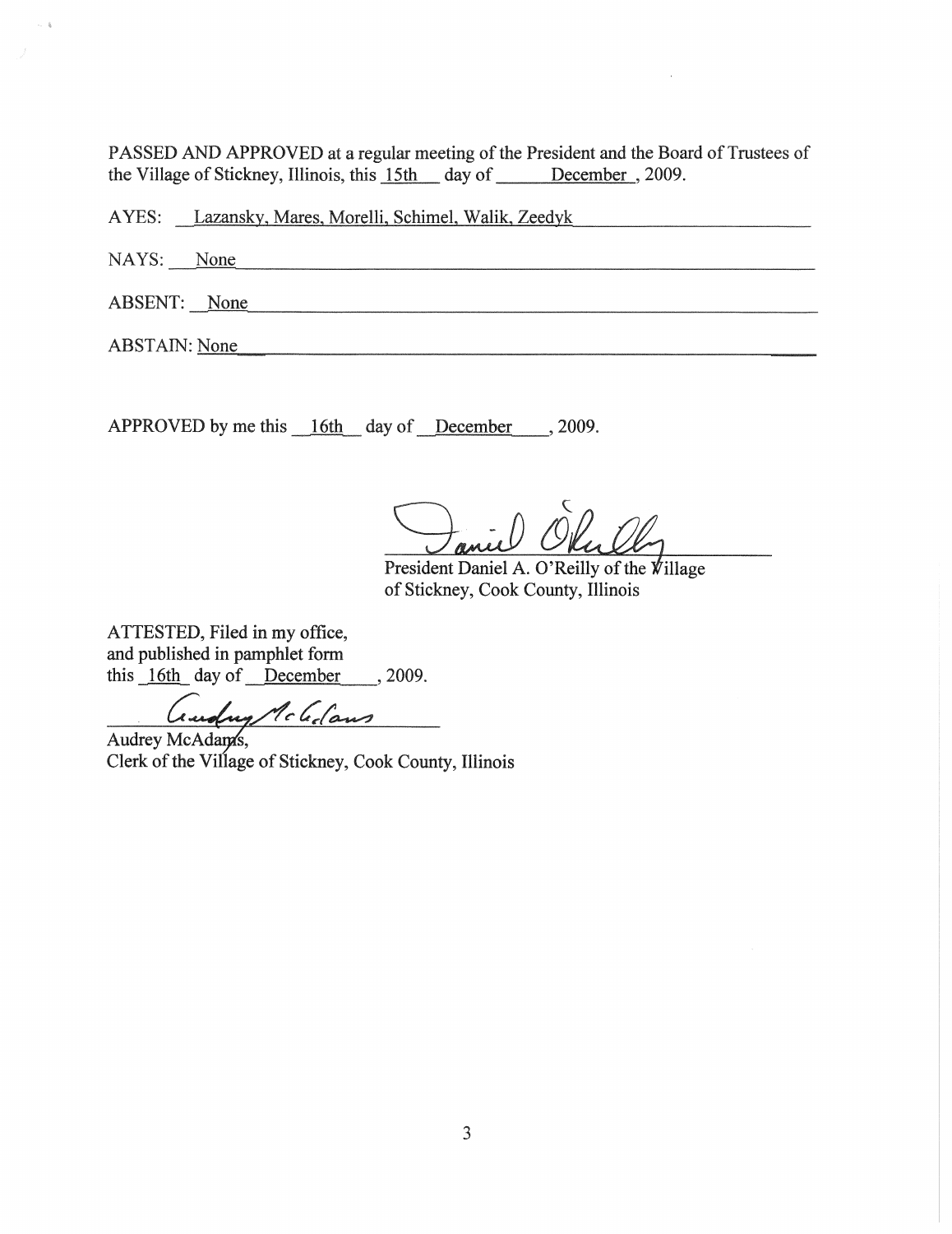PASSED AND APPROVED at a regular meeting of the President and the Board of Trustees of the Village of Stickney, Illinois, this 15th day of December, 2009.

AYES: Lazansky, Mares, Morelli, Schimel, Walik, Zeedyk

NAYS: None

ABSENT: None

ABSTAIN: None

APPROVED by me this 16th day of December, 2009.

President Daniel A. O'Reilly of the Village
of Stickney, Cook County, Illinois

ATTESTED, Filed in my office,
and published in pamphlet form
this 16th day of December, 2009.

Audrey McAdams,
Clerk of the Village of Stickney, Cook County, Illinois